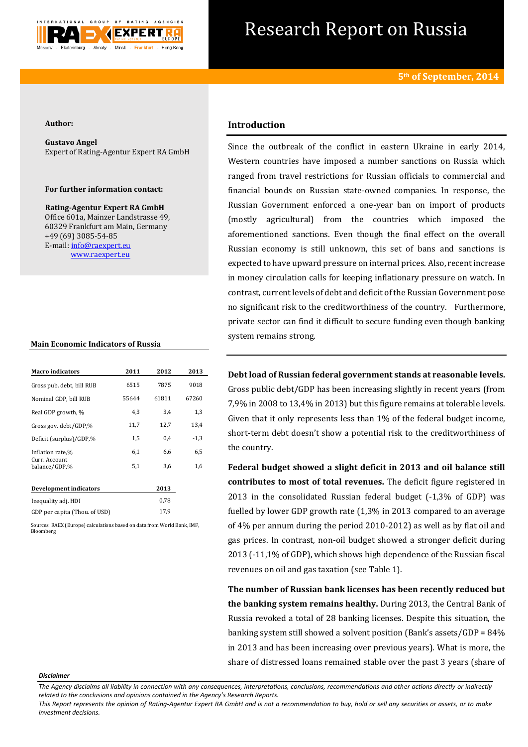# Research Report on Russia

**5th of September, 2014**

**Author:**

**Gustavo Angel**
Expert of Rating-Agentur Expert RA GmbH

**For further information contact:**

**Rating-Agentur Expert RA GmbH**
Office 601a, Mainzer Landstrasse 49,
60329 Frankfurt am Main, Germany
+49 (69) 3085-54-85
E-mail: info@raexpert.eu
www.raexpert.eu

**Main Economic Indicators of Russia**

| Macro indicators | 2011 | 2012 | 2013 |
|---|---|---|---|
| Gross pub. debt, bill RUB | 6515 | 7875 | 9018 |
| Nominal GDP, bill RUB | 55644 | 61811 | 67260 |
| Real GDP growth, % | 4,3 | 3,4 | 1,3 |
| Gross gov. debt/GDP,% | 11,7 | 12,7 | 13,4 |
| Deficit (surplus)/GDP,% | 1,5 | 0,4 | -1,3 |
| Inflation rate,% | 6,1 | 6,6 | 6,5 |
| Curr. Account balance/GDP,% | 5,1 | 3,6 | 1,6 |

| Development indicators | 2013 |
|---|---|
| Inequality adj. HDI | 0,78 |
| GDP per capita (Thou. of USD) | 17,9 |

Sources: RAEX (Europe) calculations based on data from World Bank, IMF, Bloomberg

## Introduction

Since the outbreak of the conflict in eastern Ukraine in early 2014, Western countries have imposed a number sanctions on Russia which ranged from travel restrictions for Russian officials to commercial and financial bounds on Russian state-owned companies. In response, the Russian Government enforced a one-year ban on import of products (mostly agricultural) from the countries which imposed the aforementioned sanctions. Even though the final effect on the overall Russian economy is still unknown, this set of bans and sanctions is expected to have upward pressure on internal prices. Also, recent increase in money circulation calls for keeping inflationary pressure on watch. In contrast, current levels of debt and deficit of the Russian Government pose no significant risk to the creditworthiness of the country. Furthermore, private sector can find it difficult to secure funding even though banking system remains strong.

**Debt load of Russian federal government stands at reasonable levels.** Gross public debt/GDP has been increasing slightly in recent years (from 7,9% in 2008 to 13,4% in 2013) but this figure remains at tolerable levels. Given that it only represents less than 1% of the federal budget income, short-term debt doesn't show a potential risk to the creditworthiness of the country.

**Federal budget showed a slight deficit in 2013 and oil balance still contributes to most of total revenues.** The deficit figure registered in 2013 in the consolidated Russian federal budget (-1,3% of GDP) was fuelled by lower GDP growth rate (1,3% in 2013 compared to an average of 4% per annum during the period 2010-2012) as well as by flat oil and gas prices. In contrast, non-oil budget showed a stronger deficit during 2013 (-11,1% of GDP), which shows high dependence of the Russian fiscal revenues on oil and gas taxation (see Table 1).

**The number of Russian bank licenses has been recently reduced but the banking system remains healthy.** During 2013, the Central Bank of Russia revoked a total of 28 banking licenses. Despite this situation, the banking system still showed a solvent position (Bank's assets/GDP = 84% in 2013 and has been increasing over previous years). What is more, the share of distressed loans remained stable over the past 3 years (share of

*Disclaimer*

*The Agency disclaims all liability in connection with any consequences, interpretations, conclusions, recommendations and other actions directly or indirectly related to the conclusions and opinions contained in the Agency's Research Reports.*
*This Report represents the opinion of Rating-Agentur Expert RA GmbH and is not a recommendation to buy, hold or sell any securities or assets, or to make investment decisions.*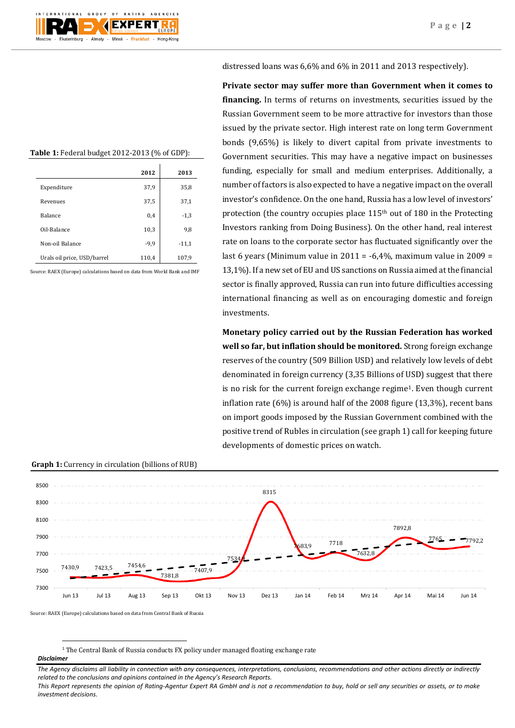distressed loans was 6,6% and 6% in 2011 and 2013 respectively).

**Table 1:** Federal budget 2012-2013 (% of GDP):

| | 2012 | 2013 |
|---|---|---|
| Expenditure | 37,9 | 35,8 |
| Revenues | 37,5 | 37,1 |
| Balance | 0,4 | -1,3 |
| Oil-Balance | 10,3 | 9,8 |
| Non-oil Balance | -9,9 | -11,1 |
| Urals oil price, USD/barrel | 110,4 | 107,9 |

Source: RAEX (Europe) calculations based on data from World Bank and IMF

**Private sector may suffer more than Government when it comes to financing.** In terms of returns on investments, securities issued by the Russian Government seem to be more attractive for investors than those issued by the private sector. High interest rate on long term Government bonds (9,65%) is likely to divert capital from private investments to Government securities. This may have a negative impact on businesses funding, especially for small and medium enterprises. Additionally, a number of factors is also expected to have a negative impact on the overall investor's confidence. On the one hand, Russia has a low level of investors' protection (the country occupies place 115th out of 180 in the Protecting Investors ranking from Doing Business). On the other hand, real interest rate on loans to the corporate sector has fluctuated significantly over the last 6 years (Minimum value in 2011 = -6,4%, maximum value in 2009 = 13,1%). If a new set of EU and US sanctions on Russia aimed at the financial sector is finally approved, Russia can run into future difficulties accessing international financing as well as on encouraging domestic and foreign investments.

**Monetary policy carried out by the Russian Federation has worked well so far, but inflation should be monitored.** Strong foreign exchange reserves of the country (509 Billion USD) and relatively low levels of debt denominated in foreign currency (3,35 Billions of USD) suggest that there is no risk for the current foreign exchange regime[1]. Even though current inflation rate (6%) is around half of the 2008 figure (13,3%), recent bans on import goods imposed by the Russian Government combined with the positive trend of Rubles in circulation (see graph 1) call for keeping future developments of domestic prices on watch.

**Graph 1:** Currency in circulation (billions of RUB)

| Jun 13 | Jul 13 | Aug 13 | Sep 13 | Okt 13 | Nov 13 | Dez 13 | Jan 14 | Feb 14 | Mrz 14 | Apr 14 | Mai 14 | Jun 14 |
|---|---|---|---|---|---|---|---|---|---|---|---|---|
| 7430,9 | 7423,5 | 7454,6 | 7381,8 | 7407,9 | 7534 | 8315 | 7683,9 | 7718 | 7632,8 | 7892,8 | 7765 | 7792,2 |

Source: RAEX (Europe) calculations based on data from Central Bank of Russia

[1] The Central Bank of Russia conducts FX policy under managed floating exchange rate

***Disclaimer***

*The Agency disclaims all liability in connection with any consequences, interpretations, conclusions, recommendations and other actions directly or indirectly related to the conclusions and opinions contained in the Agency's Research Reports.*

*This Report represents the opinion of Rating-Agentur Expert RA GmbH and is not a recommendation to buy, hold or sell any securities or assets, or to make investment decisions.*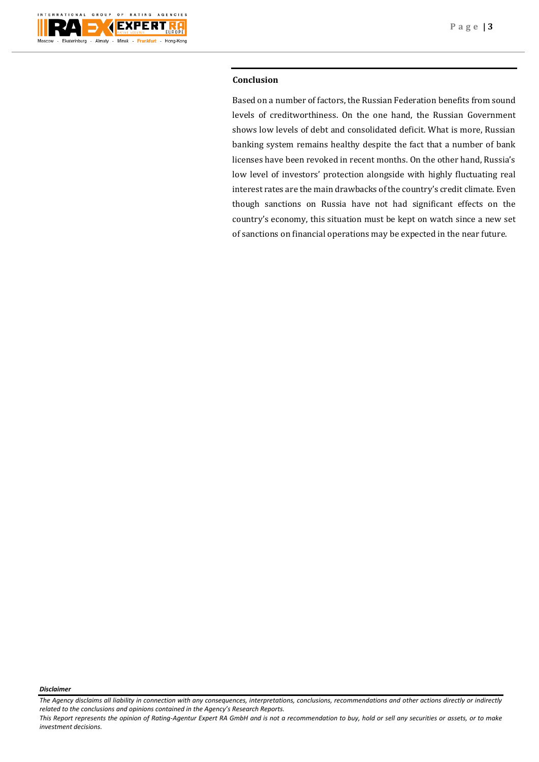## Conclusion

Based on a number of factors, the Russian Federation benefits from sound levels of creditworthiness. On the one hand, the Russian Government shows low levels of debt and consolidated deficit. What is more, Russian banking system remains healthy despite the fact that a number of bank licenses have been revoked in recent months. On the other hand, Russia's low level of investors' protection alongside with highly fluctuating real interest rates are the main drawbacks of the country's credit climate. Even though sanctions on Russia have not had significant effects on the country's economy, this situation must be kept on watch since a new set of sanctions on financial operations may be expected in the near future.

***Disclaimer***

*The Agency disclaims all liability in connection with any consequences, interpretations, conclusions, recommendations and other actions directly or indirectly related to the conclusions and opinions contained in the Agency's Research Reports.*

*This Report represents the opinion of Rating-Agentur Expert RA GmbH and is not a recommendation to buy, hold or sell any securities or assets, or to make investment decisions.*